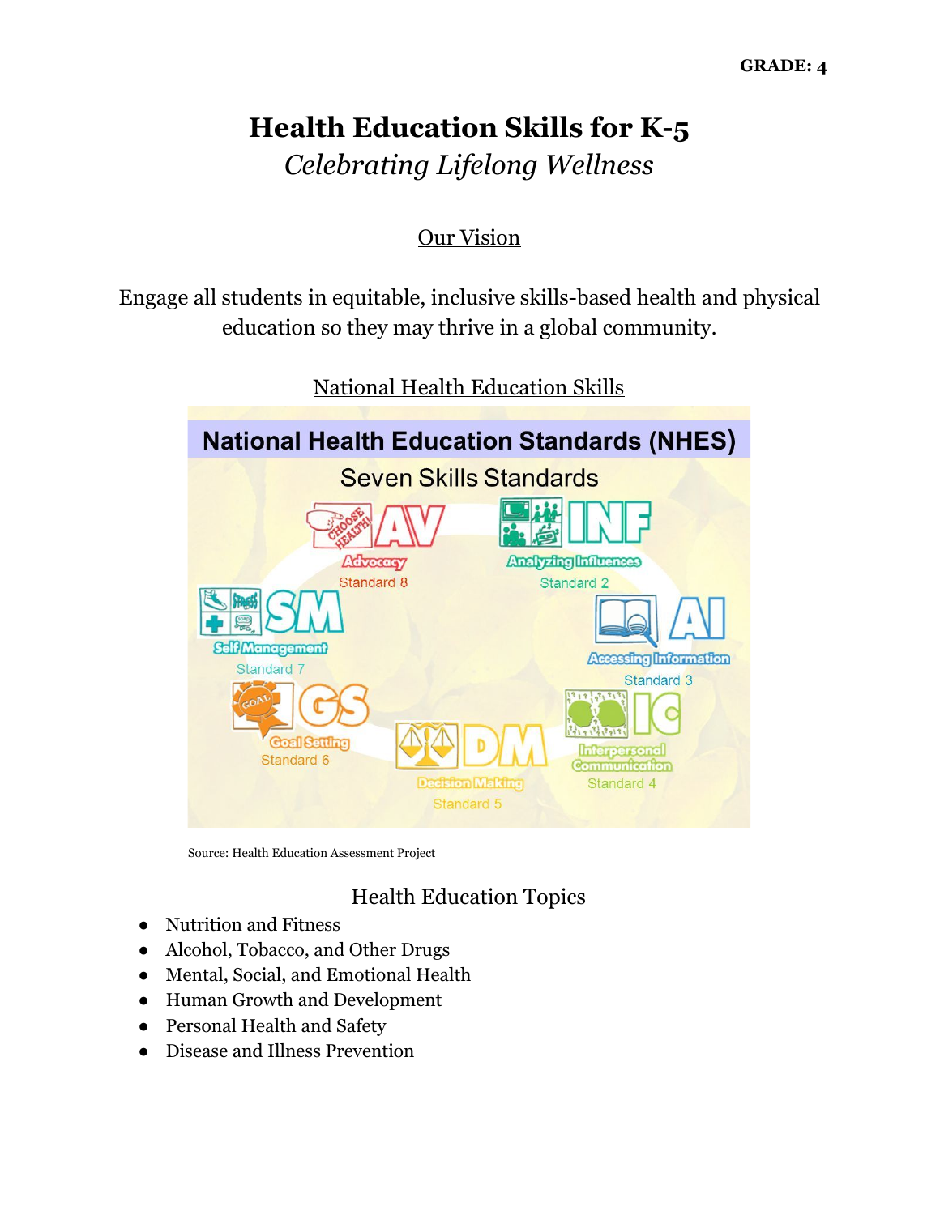**GRADE: 4**

# Health Education Skills for K-5

*Celebrating Lifelong Wellness*

## Our Vision

Engage all students in equitable, inclusive skills-based health and physical education so they may thrive in a global community.

## National Health Education Skills

**National Health Education Standards (NHES)**

Seven Skills Standards

- AV – Advocacy – Standard 8
- INF – Analyzing Influences – Standard 2
- SM – Self Management – Standard 7
- AI – Accessing Information – Standard 3
- GS – Goal Setting – Standard 6
- DM – Decision Making – Standard 5
- IC – Interpersonal Communication – Standard 4

Source: Health Education Assessment Project

## Health Education Topics

- Nutrition and Fitness
- Alcohol, Tobacco, and Other Drugs
- Mental, Social, and Emotional Health
- Human Growth and Development
- Personal Health and Safety
- Disease and Illness Prevention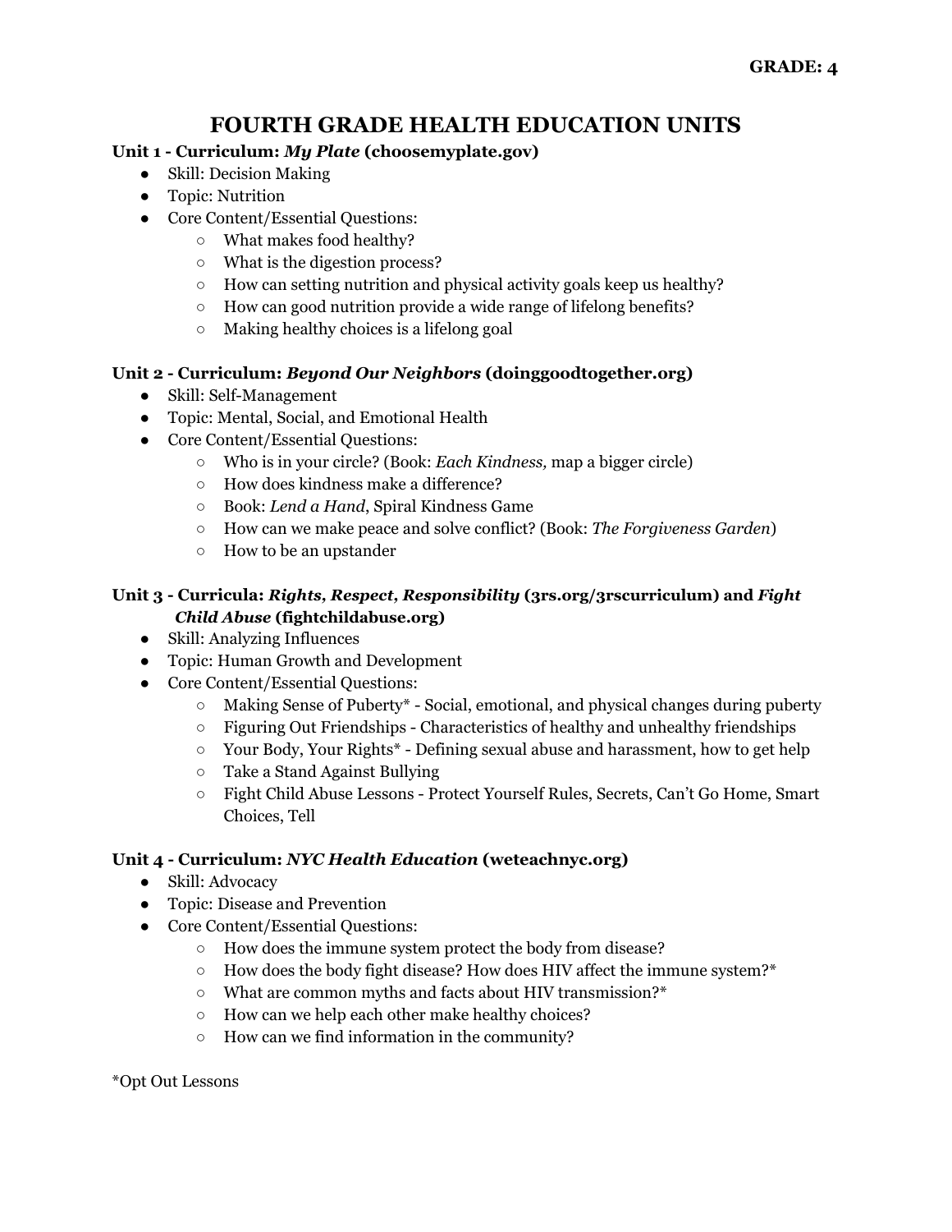**GRADE: 4**

# FOURTH GRADE HEALTH EDUCATION UNITS

**Unit 1 - Curriculum: *My Plate* (choosemyplate.gov)**

- Skill: Decision Making
- Topic: Nutrition
- Core Content/Essential Questions:
  - What makes food healthy?
  - What is the digestion process?
  - How can setting nutrition and physical activity goals keep us healthy?
  - How can good nutrition provide a wide range of lifelong benefits?
  - Making healthy choices is a lifelong goal

**Unit 2 - Curriculum: *Beyond Our Neighbors* (doinggoodtogether.org)**

- Skill: Self-Management
- Topic: Mental, Social, and Emotional Health
- Core Content/Essential Questions:
  - Who is in your circle? (Book: *Each Kindness,* map a bigger circle)
  - How does kindness make a difference?
  - Book: *Lend a Hand*, Spiral Kindness Game
  - How can we make peace and solve conflict? (Book: *The Forgiveness Garden*)
  - How to be an upstander

**Unit 3 - Curricula: *Rights, Respect, Responsibility* (3rs.org/3rscurriculum) and *Fight Child Abuse* (fightchildabuse.org)**

- Skill: Analyzing Influences
- Topic: Human Growth and Development
- Core Content/Essential Questions:
  - Making Sense of Puberty* - Social, emotional, and physical changes during puberty
  - Figuring Out Friendships - Characteristics of healthy and unhealthy friendships
  - Your Body, Your Rights* - Defining sexual abuse and harassment, how to get help
  - Take a Stand Against Bullying
  - Fight Child Abuse Lessons - Protect Yourself Rules, Secrets, Can't Go Home, Smart Choices, Tell

**Unit 4 - Curriculum: *NYC Health Education* (weteachnyc.org)**

- Skill: Advocacy
- Topic: Disease and Prevention
- Core Content/Essential Questions:
  - How does the immune system protect the body from disease?
  - How does the body fight disease? How does HIV affect the immune system?*
  - What are common myths and facts about HIV transmission?*
  - How can we help each other make healthy choices?
  - How can we find information in the community?

*Opt Out Lessons